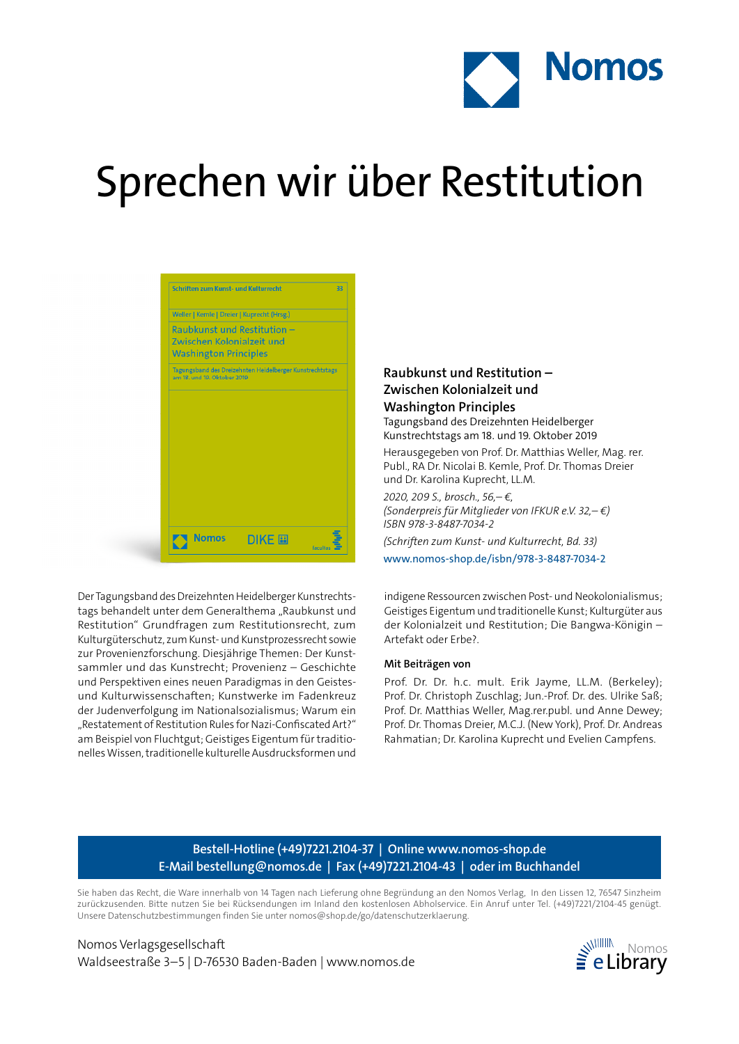Nomos

# Sprechen wir über Restitution

## Raubkunst und Restitution – Zwischen Kolonialzeit und Washington Principles

Tagungsband des Dreizehnten Heidelberger Kunstrechtstags am 18. und 19. Oktober 2019

Herausgegeben von Prof. Dr. Matthias Weller, Mag. rer. Publ., RA Dr. Nicolai B. Kemle, Prof. Dr. Thomas Dreier und Dr. Karolina Kuprecht, LL.M.

*2020, 209 S., brosch., 56,– €,*
*(Sonderpreis für Mitglieder von IFKUR e.V. 32,– €)*
*ISBN 978-3-8487-7034-2*

*(Schriften zum Kunst- und Kulturrecht, Bd. 33)*

www.nomos-shop.de/isbn/978-3-8487-7034-2

Der Tagungsband des Dreizehnten Heidelberger Kunstrechtstags behandelt unter dem Generalthema „Raubkunst und Restitution" Grundfragen zum Restitutionsrecht, zum Kulturgüterschutz, zum Kunst- und Kunstprozessrecht sowie zur Provenienzforschung. Diesjährige Themen: Der Kunstsammler und das Kunstrecht; Provenienz – Geschichte und Perspektiven eines neuen Paradigmas in den Geistes- und Kulturwissenschaften; Kunstwerke im Fadenkreuz der Judenverfolgung im Nationalsozialismus; Warum ein „Restatement of Restitution Rules for Nazi-Confiscated Art?" am Beispiel von Fluchtgut; Geistiges Eigentum für traditionelles Wissen, traditionelle kulturelle Ausdrucksformen und indigene Ressourcen zwischen Post- und Neokolonialismus; Geistiges Eigentum und traditionelle Kunst; Kulturgüter aus der Kolonialzeit und Restitution; Die Bangwa-Königin – Artefakt oder Erbe?.

### Mit Beiträgen von

Prof. Dr. Dr. h.c. mult. Erik Jayme, LL.M. (Berkeley); Prof. Dr. Christoph Zuschlag; Jun.-Prof. Dr. des. Ulrike Saß; Prof. Dr. Matthias Weller, Mag.rer.publ. und Anne Dewey; Prof. Dr. Thomas Dreier, M.C.J. (New York), Prof. Dr. Andreas Rahmatian; Dr. Karolina Kuprecht und Evelien Campfens.

**Bestell-Hotline (+49)7221.2104-37 | Online www.nomos-shop.de**
**E-Mail bestellung@nomos.de | Fax (+49)7221.2104-43 | oder im Buchhandel**

Sie haben das Recht, die Ware innerhalb von 14 Tagen nach Lieferung ohne Begründung an den Nomos Verlag, In den Lissen 12, 76547 Sinzheim zurückzusenden. Bitte nutzen Sie bei Rücksendungen im Inland den kostenlosen Abholservice. Ein Anruf unter Tel. (+49)7221/2104-45 genügt. Unsere Datenschutzbestimmungen finden Sie unter nomos@shop.de/go/datenschutzerklaerung.

Nomos Verlagsgesellschaft
Waldseestraße 3–5 | D-76530 Baden-Baden | www.nomos.de

Nomos eLibrary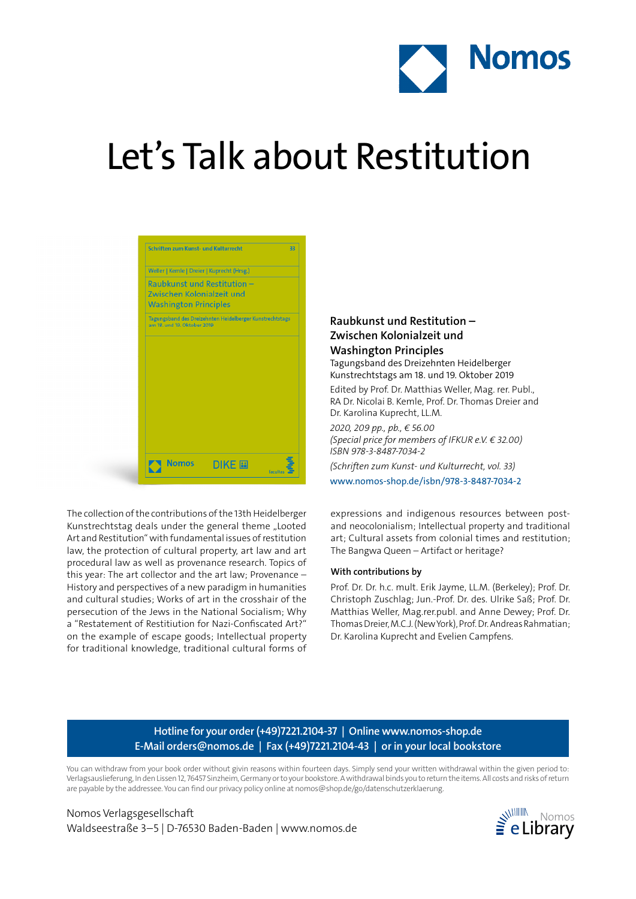Nomos

# Let's Talk about Restitution

**Raubkunst und Restitution – Zwischen Kolonialzeit und Washington Principles**

Tagungsband des Dreizehnten Heidelberger Kunstrechtstags am 18. und 19. Oktober 2019

Edited by Prof. Dr. Matthias Weller, Mag. rer. Publ., RA Dr. Nicolai B. Kemle, Prof. Dr. Thomas Dreier and Dr. Karolina Kuprecht, LL.M.

*2020, 209 pp., pb., € 56.00*
*(Special price for members of IFKUR e.V. € 32.00)*
*ISBN 978-3-8487-7034-2*

*(Schriften zum Kunst- und Kulturrecht, vol. 33)*

www.nomos-shop.de/isbn/978-3-8487-7034-2

The collection of the contributions of the 13th Heidelberger Kunstrechtstag deals under the general theme „Looted Art and Restitution" with fundamental issues of restitution law, the protection of cultural property, art law and art procedural law as well as provenance research. Topics of this year: The art collector and the art law; Provenance – History and perspectives of a new paradigm in humanities and cultural studies; Works of art in the crosshair of the persecution of the Jews in the National Socialism; Why a "Restatement of Restitiution for Nazi-Confiscated Art?" on the example of escape goods; Intellectual property for traditional knowledge, traditional cultural forms of expressions and indigenous resources between post- and neocolonialism; Intellectual property and traditional art; Cultural assets from colonial times and restitution; The Bangwa Queen – Artifact or heritage?

**With contributions by**

Prof. Dr. Dr. h.c. mult. Erik Jayme, LL.M. (Berkeley); Prof. Dr. Christoph Zuschlag; Jun.-Prof. Dr. des. Ulrike Saß; Prof. Dr. Matthias Weller, Mag.rer.publ. and Anne Dewey; Prof. Dr. Thomas Dreier, M.C.J. (New York), Prof. Dr. Andreas Rahmatian; Dr. Karolina Kuprecht and Evelien Campfens.

**Hotline for your order (+49)7221.2104-37 | Online www.nomos-shop.de**
**E-Mail orders@nomos.de | Fax (+49)7221.2104-43 | or in your local bookstore**

You can withdraw from your book order without givin reasons within fourteen days. Simply send your written withdrawal within the given period to: Verlagsauslieferung, In den Lissen 12, 76457 Sinzheim, Germany or to your bookstore. A withdrawal binds you to return the items. All costs and risks of return are payable by the addressee. You can find our privacy policy online at nomos@shop.de/go/datenschutzerklaerung.

Nomos Verlagsgesellschaft
Waldseestraße 3–5 | D-76530 Baden-Baden | www.nomos.de

Nomos eLibrary